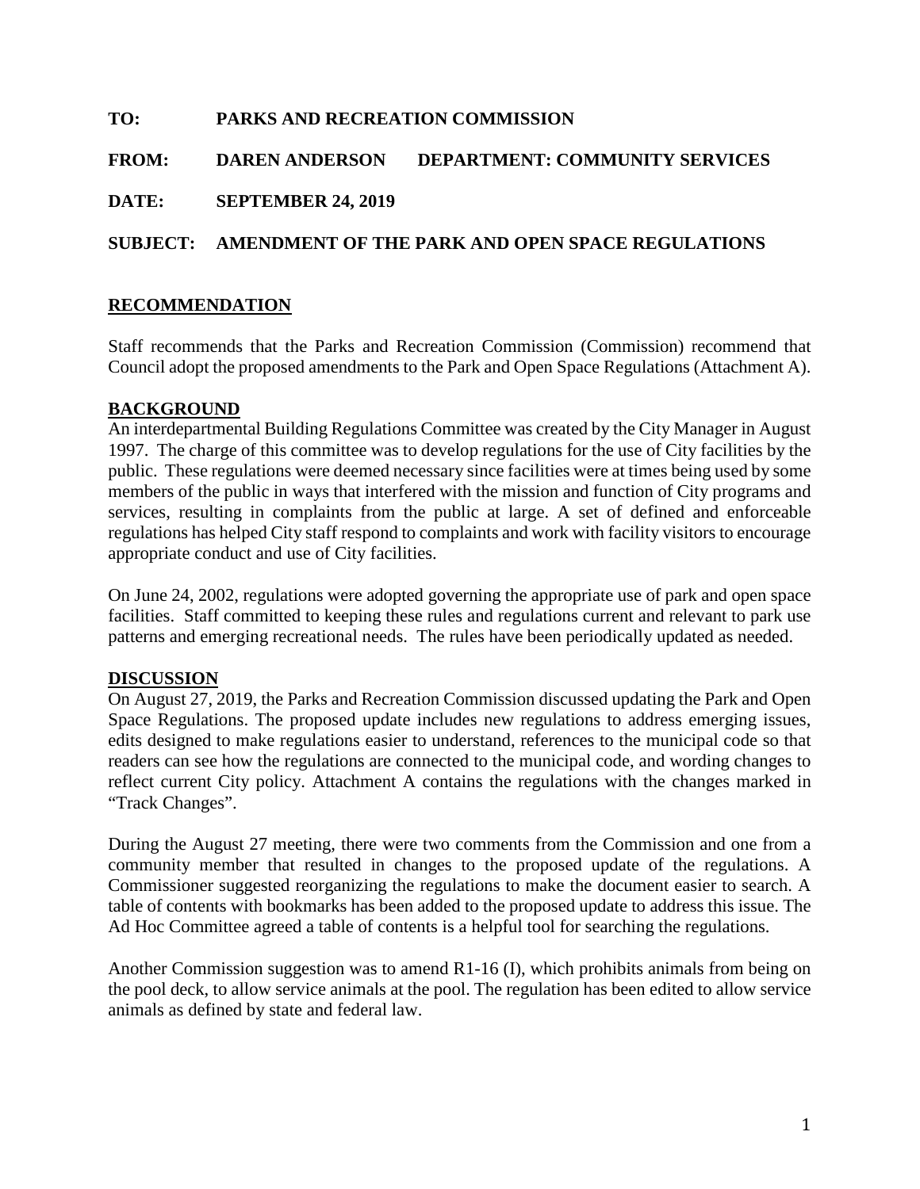**TO:** PARKS AND RECREATION COMMISSION

**FROM:** DAREN ANDERSON **DEPARTMENT: COMMUNITY SERVICES**

**DATE:** SEPTEMBER 24, 2019

**SUBJECT:** AMENDMENT OF THE PARK AND OPEN SPACE REGULATIONS

## RECOMMENDATION

Staff recommends that the Parks and Recreation Commission (Commission) recommend that Council adopt the proposed amendments to the Park and Open Space Regulations (Attachment A).

## BACKGROUND

An interdepartmental Building Regulations Committee was created by the City Manager in August 1997. The charge of this committee was to develop regulations for the use of City facilities by the public. These regulations were deemed necessary since facilities were at times being used by some members of the public in ways that interfered with the mission and function of City programs and services, resulting in complaints from the public at large. A set of defined and enforceable regulations has helped City staff respond to complaints and work with facility visitors to encourage appropriate conduct and use of City facilities.

On June 24, 2002, regulations were adopted governing the appropriate use of park and open space facilities. Staff committed to keeping these rules and regulations current and relevant to park use patterns and emerging recreational needs. The rules have been periodically updated as needed.

## DISCUSSION

On August 27, 2019, the Parks and Recreation Commission discussed updating the Park and Open Space Regulations. The proposed update includes new regulations to address emerging issues, edits designed to make regulations easier to understand, references to the municipal code so that readers can see how the regulations are connected to the municipal code, and wording changes to reflect current City policy. Attachment A contains the regulations with the changes marked in "Track Changes".

During the August 27 meeting, there were two comments from the Commission and one from a community member that resulted in changes to the proposed update of the regulations. A Commissioner suggested reorganizing the regulations to make the document easier to search. A table of contents with bookmarks has been added to the proposed update to address this issue. The Ad Hoc Committee agreed a table of contents is a helpful tool for searching the regulations.

Another Commission suggestion was to amend R1-16 (I), which prohibits animals from being on the pool deck, to allow service animals at the pool. The regulation has been edited to allow service animals as defined by state and federal law.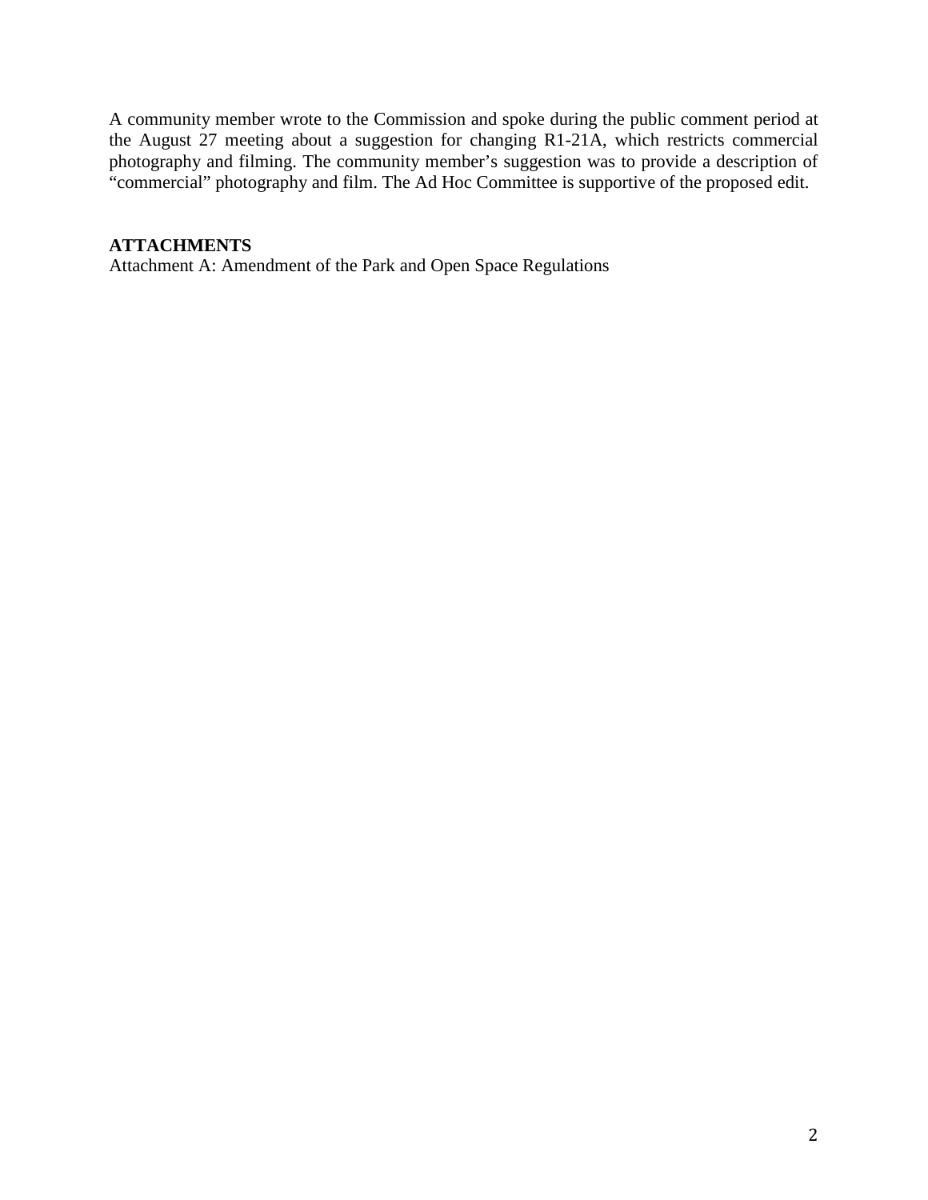A community member wrote to the Commission and spoke during the public comment period at the August 27 meeting about a suggestion for changing R1-21A, which restricts commercial photography and filming. The community member's suggestion was to provide a description of "commercial" photography and film. The Ad Hoc Committee is supportive of the proposed edit.

**ATTACHMENTS**

Attachment A: Amendment of the Park and Open Space Regulations